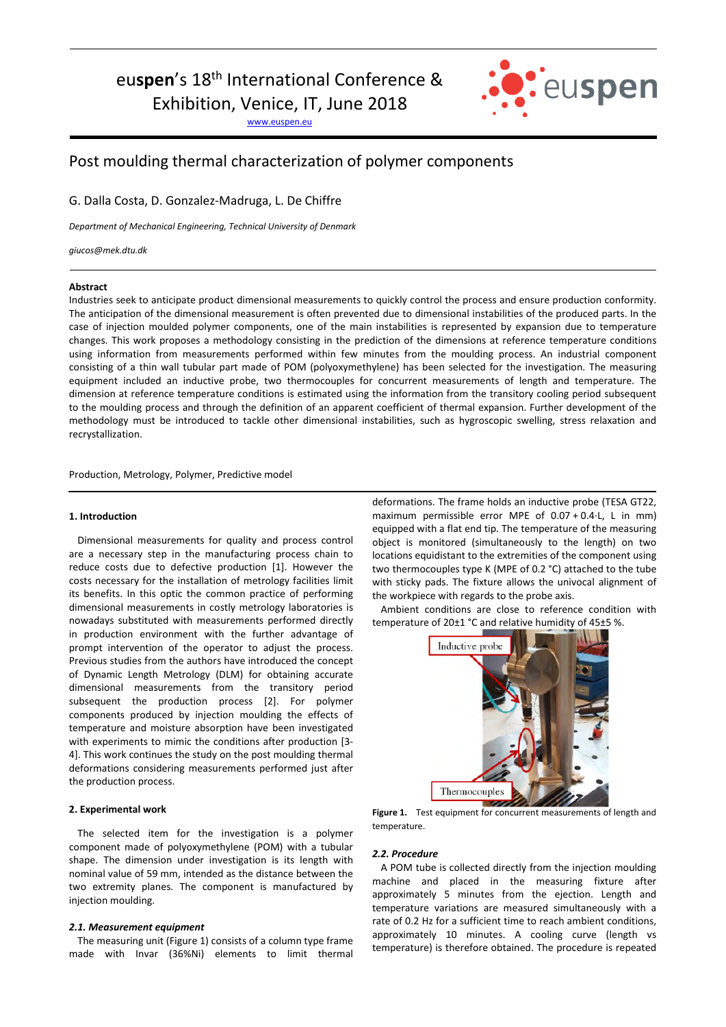euspen's 18th International Conference & Exhibition, Venice, IT, June 2018

www.euspen.eu

# Post moulding thermal characterization of polymer components

G. Dalla Costa, D. Gonzalez-Madruga, L. De Chiffre

*Department of Mechanical Engineering, Technical University of Denmark*

*giucos@mek.dtu.dk*

**Abstract**

Industries seek to anticipate product dimensional measurements to quickly control the process and ensure production conformity. The anticipation of the dimensional measurement is often prevented due to dimensional instabilities of the produced parts. In the case of injection moulded polymer components, one of the main instabilities is represented by expansion due to temperature changes. This work proposes a methodology consisting in the prediction of the dimensions at reference temperature conditions using information from measurements performed within few minutes from the moulding process. An industrial component consisting of a thin wall tubular part made of POM (polyoxymethylene) has been selected for the investigation. The measuring equipment included an inductive probe, two thermocouples for concurrent measurements of length and temperature. The dimension at reference temperature conditions is estimated using the information from the transitory cooling period subsequent to the moulding process and through the definition of an apparent coefficient of thermal expansion. Further development of the methodology must be introduced to tackle other dimensional instabilities, such as hygroscopic swelling, stress relaxation and recrystallization.

Production, Metrology, Polymer, Predictive model

## 1. Introduction

Dimensional measurements for quality and process control are a necessary step in the manufacturing process chain to reduce costs due to defective production [1]. However the costs necessary for the installation of metrology facilities limit its benefits. In this optic the common practice of performing dimensional measurements in costly metrology laboratories is nowadays substituted with measurements performed directly in production environment with the further advantage of prompt intervention of the operator to adjust the process. Previous studies from the authors have introduced the concept of Dynamic Length Metrology (DLM) for obtaining accurate dimensional measurements from the transitory period subsequent the production process [2]. For polymer components produced by injection moulding the effects of temperature and moisture absorption have been investigated with experiments to mimic the conditions after production [3-4]. This work continues the study on the post moulding thermal deformations considering measurements performed just after the production process.

## 2. Experimental work

The selected item for the investigation is a polymer component made of polyoxymethylene (POM) with a tubular shape. The dimension under investigation is its length with nominal value of 59 mm, intended as the distance between the two extremity planes. The component is manufactured by injection moulding.

### *2.1. Measurement equipment*

The measuring unit (Figure 1) consists of a column type frame made with Invar (36%Ni) elements to limit thermal deformations. The frame holds an inductive probe (TESA GT22, maximum permissible error MPE of $0.07 + 0.4 \cdot L$, L in mm) equipped with a flat end tip. The temperature of the measuring object is monitored (simultaneously to the length) on two locations equidistant to the extremities of the component using two thermocouples type K (MPE of 0.2 °C) attached to the tube with sticky pads. The fixture allows the univocal alignment of the workpiece with regards to the probe axis.

Ambient conditions are close to reference condition with temperature of 20±1 °C and relative humidity of 45±5 %.

**Figure 1.** Test equipment for concurrent measurements of length and temperature.

### *2.2. Procedure*

A POM tube is collected directly from the injection moulding machine and placed in the measuring fixture after approximately 5 minutes from the ejection. Length and temperature variations are measured simultaneously with a rate of 0.2 Hz for a sufficient time to reach ambient conditions, approximately 10 minutes. A cooling curve (length vs temperature) is therefore obtained. The procedure is repeated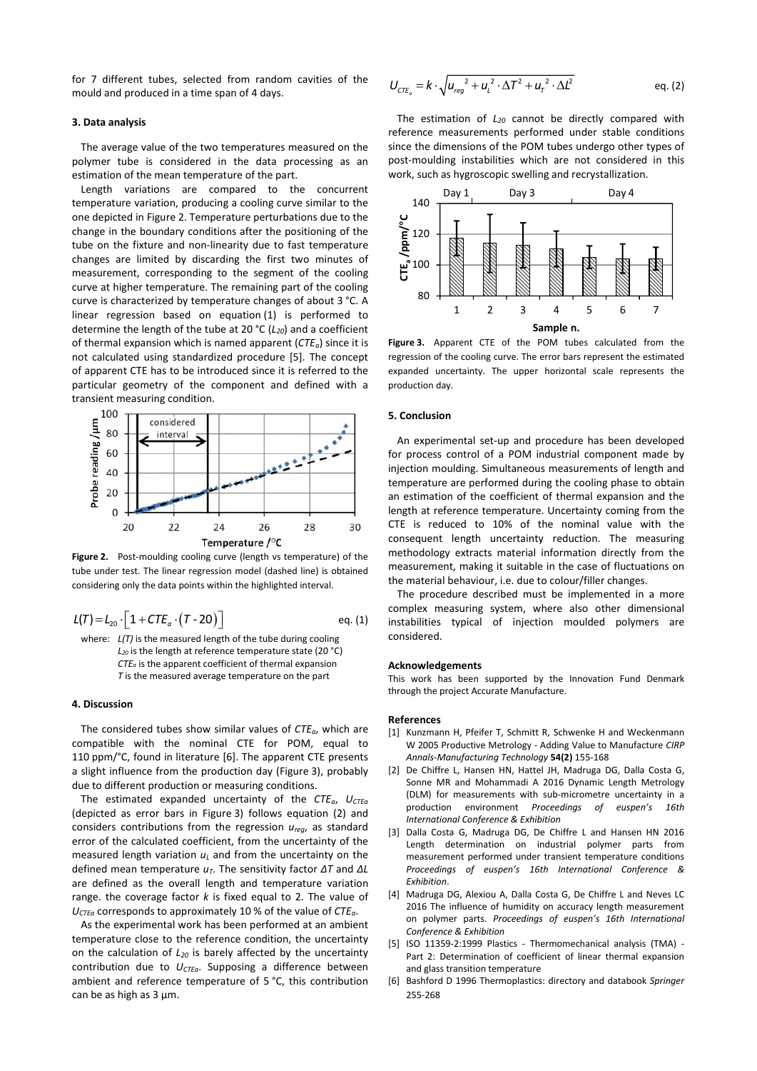for 7 different tubes, selected from random cavities of the mould and produced in a time span of 4 days.

## 3. Data analysis

The average value of the two temperatures measured on the polymer tube is considered in the data processing as an estimation of the mean temperature of the part.

Length variations are compared to the concurrent temperature variation, producing a cooling curve similar to the one depicted in Figure 2. Temperature perturbations due to the change in the boundary conditions after the positioning of the tube on the fixture and non-linearity due to fast temperature changes are limited by discarding the first two minutes of measurement, corresponding to the segment of the cooling curve at higher temperature. The remaining part of the cooling curve is characterized by temperature changes of about 3 °C. A linear regression based on equation (1) is performed to determine the length of the tube at 20 °C ($L_{20}$) and a coefficient of thermal expansion which is named apparent ($CTE_a$) since it is not calculated using standardized procedure [5]. The concept of apparent CTE has to be introduced since it is referred to the particular geometry of the component and defined with a transient measuring condition.

Probe reading /µm
100
80
60
40
20
0
20 22 24 26 28 30
Temperature /°C
considered interval

Figure 2. Post-moulding cooling curve (length vs temperature) of the tube under test. The linear regression model (dashed line) is obtained considering only the data points within the highlighted interval.

$$L(T) = L_{20} \cdot \left[ 1 + CTE_a \cdot (T - 20) \right] \qquad \text{eq. (1)}$$

where: $L(T)$ is the measured length of the tube during cooling
$L_{20}$ is the length at reference temperature state (20 °C)
$CTE_a$ is the apparent coefficient of thermal expansion
$T$ is the measured average temperature on the part

## 4. Discussion

The considered tubes show similar values of $CTE_a$, which are compatible with the nominal CTE for POM, equal to 110 ppm/°C, found in literature [6]. The apparent CTE presents a slight influence from the production day (Figure 3), probably due to different production or measuring conditions.

The estimated expanded uncertainty of the $CTE_a$, $U_{CTEa}$ (depicted as error bars in Figure 3) follows equation (2) and considers contributions from the regression $u_{reg}$, as standard error of the calculated coefficient, from the uncertainty of the measured length variation $u_L$ and from the uncertainty on the defined mean temperature $u_T$. The sensitivity factor $\Delta T$ and $\Delta L$ are defined as the overall length and temperature variation range. the coverage factor $k$ is fixed equal to 2. The value of $U_{CTEa}$ corresponds to approximately 10 % of the value of $CTE_a$.

As the experimental work has been performed at an ambient temperature close to the reference condition, the uncertainty on the calculation of $L_{20}$ is barely affected by the uncertainty contribution due to $U_{CTEa}$. Supposing a difference between ambient and reference temperature of 5 °C, this contribution can be as high as 3 µm.

$$U_{CTE_a} = k \cdot \sqrt{u_{reg}^{\,2} + u_L^{\,2} \cdot \Delta T^2 + u_T^{\,2} \cdot \Delta L^2} \qquad \text{eq. (2)}$$

The estimation of $L_{20}$ cannot be directly compared with reference measurements performed under stable conditions since the dimensions of the POM tubes undergo other types of post-moulding instabilities which are not considered in this work, such as hygroscopic swelling and recrystallization.

Day 1 Day 3 Day 4
$CTE_a$ /ppm/°C
140
120
100
80
1 2 3 4 5 6 7
Sample n.

Figure 3. Apparent CTE of the POM tubes calculated from the regression of the cooling curve. The error bars represent the estimated expanded uncertainty. The upper horizontal scale represents the production day.

## 5. Conclusion

An experimental set-up and procedure has been developed for process control of a POM industrial component made by injection moulding. Simultaneous measurements of length and temperature are performed during the cooling phase to obtain an estimation of the coefficient of thermal expansion and the length at reference temperature. Uncertainty coming from the CTE is reduced to 10% of the nominal value with the consequent length uncertainty reduction. The measuring methodology extracts material information directly from the measurement, making it suitable in the case of fluctuations on the material behaviour, i.e. due to colour/filler changes.

The procedure described must be implemented in a more complex measuring system, where also other dimensional instabilities typical of injection moulded polymers are considered.

## Acknowledgements

This work has been supported by the Innovation Fund Denmark through the project Accurate Manufacture.

## References

[1] Kunzmann H, Pfeifer T, Schmitt R, Schwenke H and Weckenmann W 2005 Productive Metrology - Adding Value to Manufacture *CIRP Annals-Manufacturing Technology* **54(2)** 155-168

[2] De Chiffre L, Hansen HN, Hattel JH, Madruga DG, Dalla Costa G, Sonne MR and Mohammadi A 2016 Dynamic Length Metrology (DLM) for measurements with sub-micrometre uncertainty in a production environment *Proceedings of euspen's 16th International Conference & Exhibition*

[3] Dalla Costa G, Madruga DG, De Chiffre L and Hansen HN 2016 Length determination on industrial polymer parts from measurement performed under transient temperature conditions *Proceedings of euspen's 16th International Conference & Exhibition*.

[4] Madruga DG, Alexiou A, Dalla Costa G, De Chiffre L and Neves LC 2016 The influence of humidity on accuracy length measurement on polymer parts. *Proceedings of euspen's 16th International Conference & Exhibition*

[5] ISO 11359-2:1999 Plastics - Thermomechanical analysis (TMA) - Part 2: Determination of coefficient of linear thermal expansion and glass transition temperature

[6] Bashford D 1996 Thermoplastics: directory and databook *Springer* 255-268